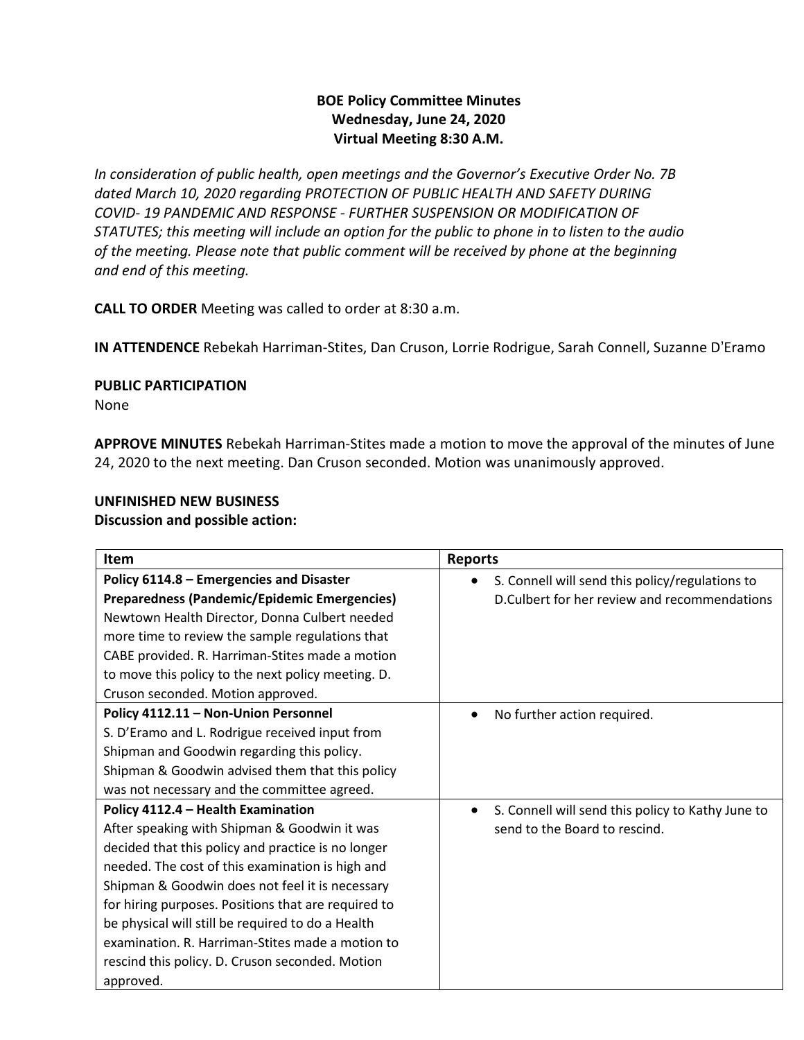**BOE Policy Committee Minutes**
**Wednesday, June 24, 2020**
**Virtual Meeting 8:30 A.M.**

*In consideration of public health, open meetings and the Governor's Executive Order No. 7B dated March 10, 2020 regarding PROTECTION OF PUBLIC HEALTH AND SAFETY DURING COVID- 19 PANDEMIC AND RESPONSE - FURTHER SUSPENSION OR MODIFICATION OF STATUTES; this meeting will include an option for the public to phone in to listen to the audio of the meeting. Please note that public comment will be received by phone at the beginning and end of this meeting.*

**CALL TO ORDER** Meeting was called to order at 8:30 a.m.

**IN ATTENDENCE** Rebekah Harriman-Stites, Dan Cruson, Lorrie Rodrigue, Sarah Connell, Suzanne D'Eramo

**PUBLIC PARTICIPATION**
None

**APPROVE MINUTES** Rebekah Harriman-Stites made a motion to move the approval of the minutes of June 24, 2020 to the next meeting. Dan Cruson seconded. Motion was unanimously approved.

**UNFINISHED NEW BUSINESS**
**Discussion and possible action:**

| Item | Reports |
| --- | --- |
| **Policy 6114.8 – Emergencies and Disaster Preparedness (Pandemic/Epidemic Emergencies)** Newtown Health Director, Donna Culbert needed more time to review the sample regulations that CABE provided. R. Harriman-Stites made a motion to move this policy to the next policy meeting. D. Cruson seconded. Motion approved. | • S. Connell will send this policy/regulations to D.Culbert for her review and recommendations |
| **Policy 4112.11 – Non-Union Personnel** S. D'Eramo and L. Rodrigue received input from Shipman and Goodwin regarding this policy. Shipman & Goodwin advised them that this policy was not necessary and the committee agreed. | • No further action required. |
| **Policy 4112.4 – Health Examination** After speaking with Shipman & Goodwin it was decided that this policy and practice is no longer needed. The cost of this examination is high and Shipman & Goodwin does not feel it is necessary for hiring purposes. Positions that are required to be physical will still be required to do a Health examination. R. Harriman-Stites made a motion to rescind this policy. D. Cruson seconded. Motion approved. | • S. Connell will send this policy to Kathy June to send to the Board to rescind. |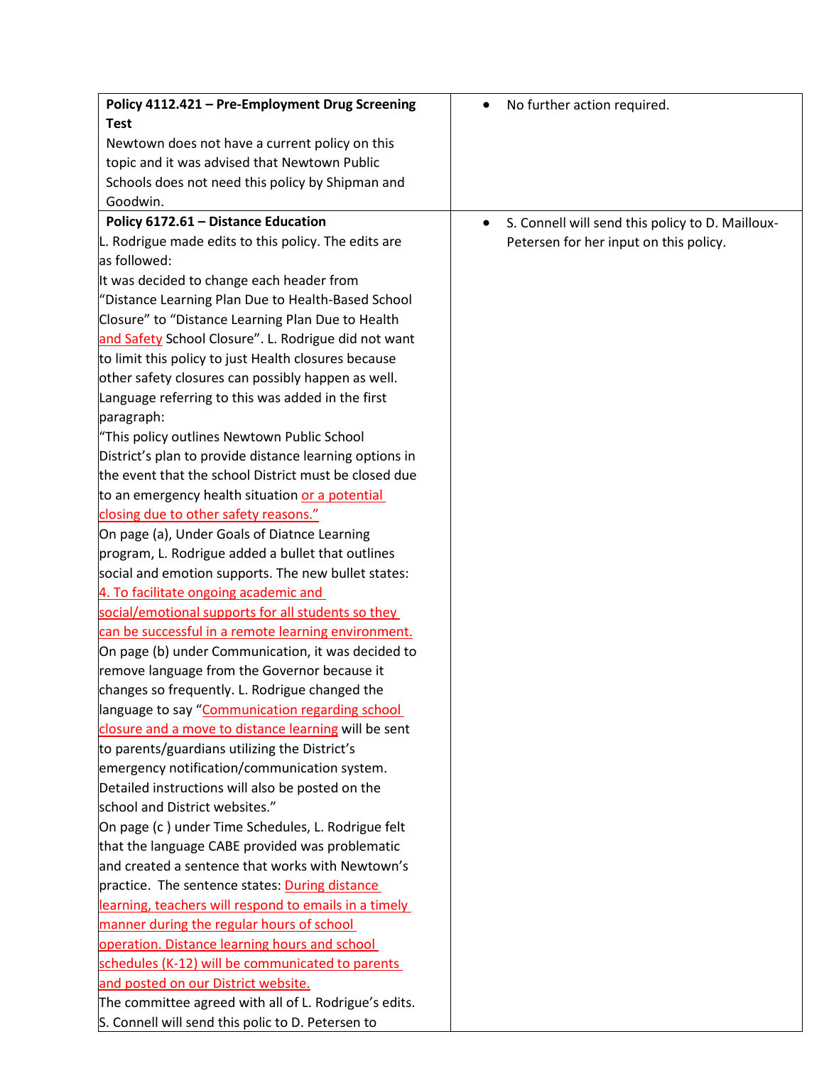| | |
|---|---|
| **Policy 4112.421 – Pre-Employment Drug Screening Test**<br>Newtown does not have a current policy on this topic and it was advised that Newtown Public Schools does not need this policy by Shipman and Goodwin. | • No further action required. |
| **Policy 6172.61 – Distance Education**<br>L. Rodrigue made edits to this policy. The edits are as followed:<br>It was decided to change each header from "Distance Learning Plan Due to Health-Based School Closure" to "Distance Learning Plan Due to Health and Safety School Closure". L. Rodrigue did not want to limit this policy to just Health closures because other safety closures can possibly happen as well. Language referring to this was added in the first paragraph:<br>"This policy outlines Newtown Public School District's plan to provide distance learning options in the event that the school District must be closed due to an emergency health situation or a potential closing due to other safety reasons."<br>On page (a), Under Goals of Diatnce Learning program, L. Rodrigue added a bullet that outlines social and emotion supports. The new bullet states: 4. To facilitate ongoing academic and social/emotional supports for all students so they can be successful in a remote learning environment.<br>On page (b) under Communication, it was decided to remove language from the Governor because it changes so frequently. L. Rodrigue changed the language to say "Communication regarding school closure and a move to distance learning will be sent to parents/guardians utilizing the District's emergency notification/communication system. Detailed instructions will also be posted on the school and District websites."<br>On page (c ) under Time Schedules, L. Rodrigue felt that the language CABE provided was problematic and created a sentence that works with Newtown's practice. The sentence states: During distance learning, teachers will respond to emails in a timely manner during the regular hours of school operation. Distance learning hours and school schedules (K-12) will be communicated to parents and posted on our District website.<br>The committee agreed with all of L. Rodrigue's edits. S. Connell will send this polic to D. Petersen to | • S. Connell will send this policy to D. Mailloux-Petersen for her input on this policy. |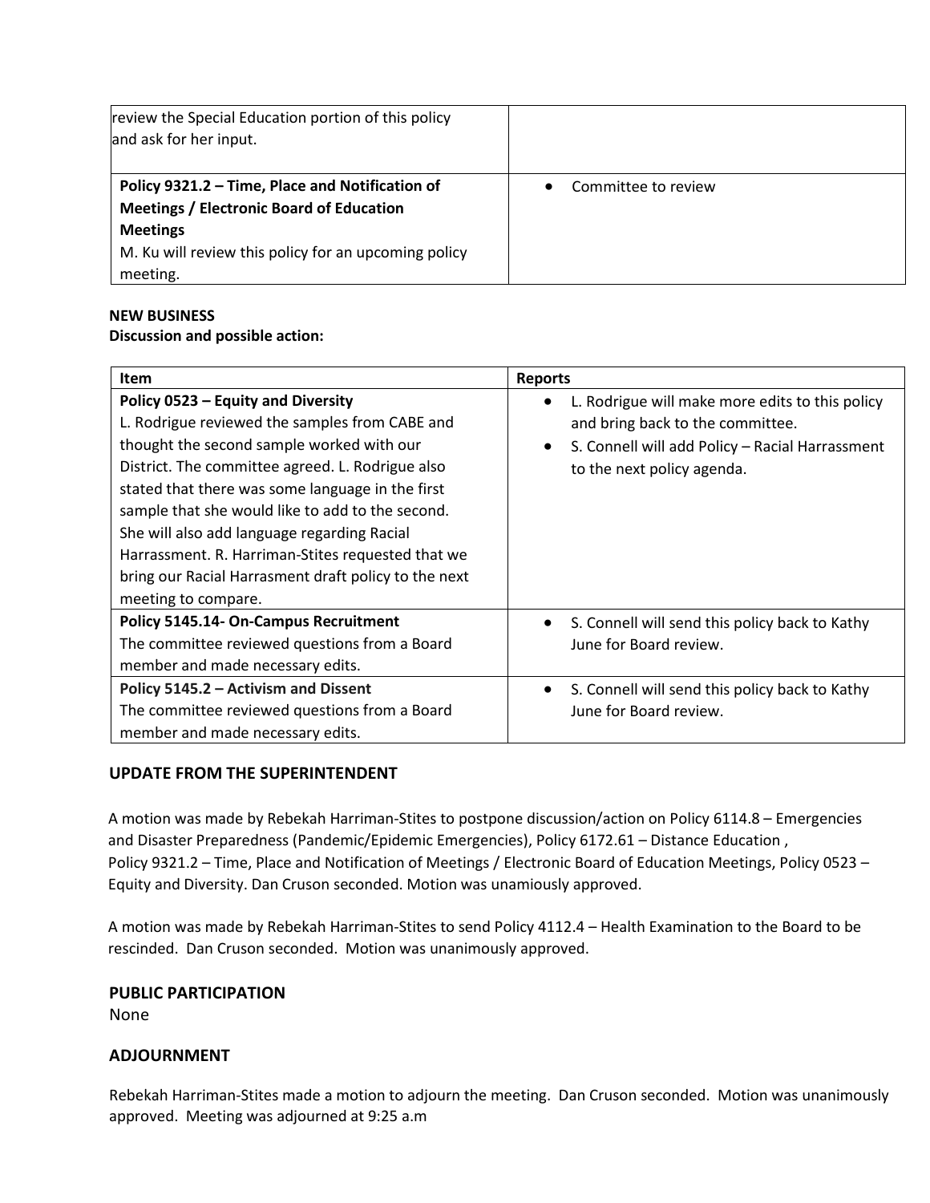| | |
|---|---|
| review the Special Education portion of this policy and ask for her input. | |
| **Policy 9321.2 – Time, Place and Notification of Meetings / Electronic Board of Education Meetings** M. Ku will review this policy for an upcoming policy meeting. | • Committee to review |

**NEW BUSINESS**
**Discussion and possible action:**

| Item | Reports |
|---|---|
| **Policy 0523 – Equity and Diversity** L. Rodrigue reviewed the samples from CABE and thought the second sample worked with our District. The committee agreed. L. Rodrigue also stated that there was some language in the first sample that she would like to add to the second. She will also add language regarding Racial Harrassment. R. Harriman-Stites requested that we bring our Racial Harrasment draft policy to the next meeting to compare. | • L. Rodrigue will make more edits to this policy and bring back to the committee. • S. Connell will add Policy – Racial Harrassment to the next policy agenda. |
| **Policy 5145.14- On-Campus Recruitment** The committee reviewed questions from a Board member and made necessary edits. | • S. Connell will send this policy back to Kathy June for Board review. |
| **Policy 5145.2 – Activism and Dissent** The committee reviewed questions from a Board member and made necessary edits. | • S. Connell will send this policy back to Kathy June for Board review. |

## UPDATE FROM THE SUPERINTENDENT

A motion was made by Rebekah Harriman-Stites to postpone discussion/action on Policy 6114.8 – Emergencies and Disaster Preparedness (Pandemic/Epidemic Emergencies), Policy 6172.61 – Distance Education , Policy 9321.2 – Time, Place and Notification of Meetings / Electronic Board of Education Meetings, Policy 0523 – Equity and Diversity. Dan Cruson seconded. Motion was unamiously approved.

A motion was made by Rebekah Harriman-Stites to send Policy 4112.4 – Health Examination to the Board to be rescinded. Dan Cruson seconded. Motion was unanimously approved.

## PUBLIC PARTICIPATION

None

## ADJOURNMENT

Rebekah Harriman-Stites made a motion to adjourn the meeting. Dan Cruson seconded. Motion was unanimously approved. Meeting was adjourned at 9:25 a.m